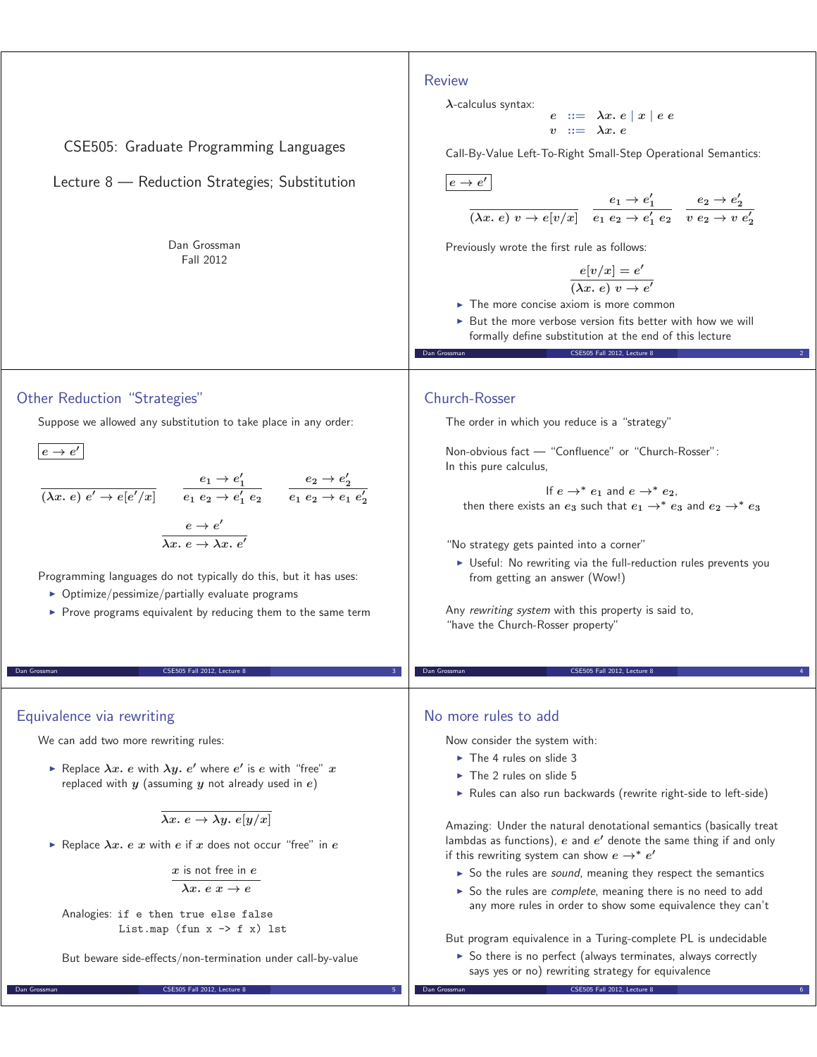# CSE505: Graduate Programming Languages

## Lecture 8 — Reduction Strategies; Substitution

Dan Grossman
Fall 2012

---

## Review

$\lambda$-calculus syntax:

$$e ::= \lambda x.\ e \mid x \mid e\ e$$
$$v ::= \lambda x.\ e$$

Call-By-Value Left-To-Right Small-Step Operational Semantics:

$\boxed{e \to e'}$

$$\frac{}{(\lambda x.\ e)\ v \to e[v/x]} \qquad \frac{e_1 \to e_1'}{e_1\ e_2 \to e_1'\ e_2} \qquad \frac{e_2 \to e_2'}{v\ e_2 \to v\ e_2'}$$

Previously wrote the first rule as follows:

$$\frac{e[v/x] = e'}{(\lambda x.\ e)\ v \to e'}$$

- The more concise axiom is more common
- But the more verbose version fits better with how we will formally define substitution at the end of this lecture

---

## Other Reduction "Strategies"

Suppose we allowed any substitution to take place in any order:

$\boxed{e \to e'}$

$$\frac{}{(\lambda x.\ e)\ e' \to e[e'/x]} \qquad \frac{e_1 \to e_1'}{e_1\ e_2 \to e_1'\ e_2} \qquad \frac{e_2 \to e_2'}{e_1\ e_2 \to e_1\ e_2'}$$

$$\frac{e \to e'}{\lambda x.\ e \to \lambda x.\ e'}$$

Programming languages do not typically do this, but it has uses:

- Optimize/pessimize/partially evaluate programs
- Prove programs equivalent by reducing them to the same term

---

## Church-Rosser

The order in which you reduce is a "strategy"

Non-obvious fact — "Confluence" or "Church-Rosser":
In this pure calculus,

If $e \to^* e_1$ and $e \to^* e_2$,
then there exists an $e_3$ such that $e_1 \to^* e_3$ and $e_2 \to^* e_3$

"No strategy gets painted into a corner"

- Useful: No rewriting via the full-reduction rules prevents you from getting an answer (Wow!)

Any *rewriting system* with this property is said to, "have the Church-Rosser property"

---

## Equivalence via rewriting

We can add two more rewriting rules:

- Replace $\lambda x.\ e$ with $\lambda y.\ e'$ where $e'$ is $e$ with "free" $x$ replaced with $y$ (assuming $y$ not already used in $e$)

$$\frac{}{\lambda x.\ e \to \lambda y.\ e[y/x]}$$

- Replace $\lambda x.\ e\ x$ with $e$ if $x$ does not occur "free" in $e$

$$\frac{x \text{ is not free in } e}{\lambda x.\ e\ x \to e}$$

Analogies:
```
if e then true else false
List.map (fun x -> f x) lst
```

But beware side-effects/non-termination under call-by-value

---

## No more rules to add

Now consider the system with:

- The 4 rules on slide 3
- The 2 rules on slide 5
- Rules can also run backwards (rewrite right-side to left-side)

Amazing: Under the natural denotational semantics (basically treat lambdas as functions), $e$ and $e'$ denote the same thing if and only if this rewriting system can show $e \to^* e'$

- So the rules are *sound*, meaning they respect the semantics
- So the rules are *complete*, meaning there is no need to add any more rules in order to show some equivalence they can't

But program equivalence in a Turing-complete PL is undecidable

- So there is no perfect (always terminates, always correctly says yes or no) rewriting strategy for equivalence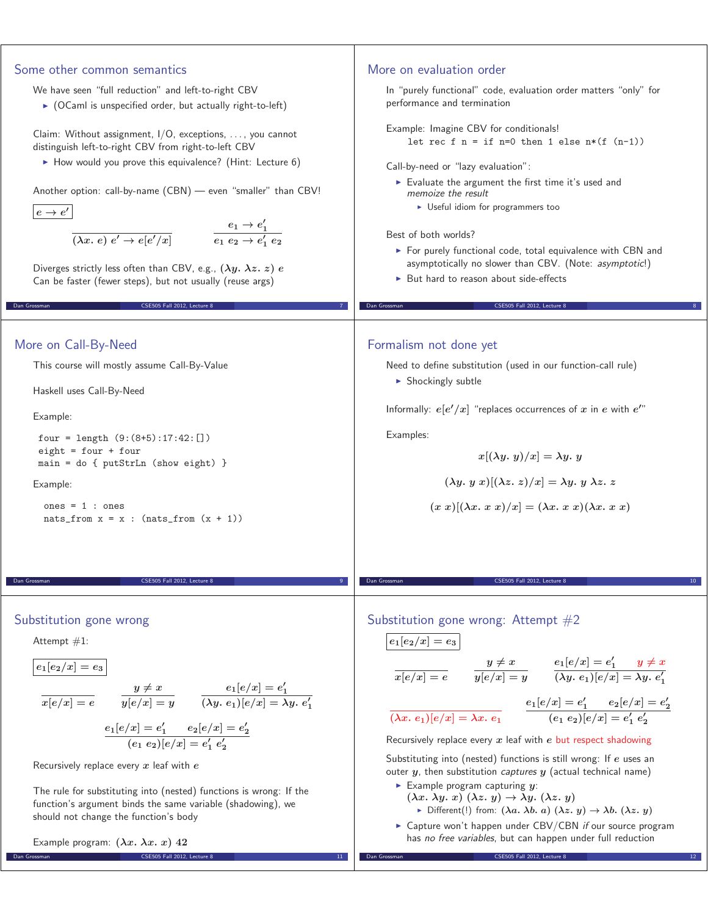## Some other common semantics

We have seen "full reduction" and left-to-right CBV

- (OCaml is unspecified order, but actually right-to-left)

Claim: Without assignment, I/O, exceptions, ..., you cannot distinguish left-to-right CBV from right-to-left CBV

- How would you prove this equivalence? (Hint: Lecture 6)

Another option: call-by-name (CBN) — even "smaller" than CBV!

$\boxed{e \to e'}$

$$\frac{}{(\lambda x.\ e)\ e' \to e[e'/x]} \qquad \frac{e_1 \to e_1'}{e_1\ e_2 \to e_1'\ e_2}$$

Diverges strictly less often than CBV, e.g., $(\lambda y.\ \lambda z.\ z)\ e$
Can be faster (fewer steps), but not usually (reuse args)

## More on evaluation order

In "purely functional" code, evaluation order matters "only" for performance and termination

Example: Imagine CBV for conditionals!

```
let rec f n = if n=0 then 1 else n*(f (n-1))
```

Call-by-need or "lazy evaluation":

- Evaluate the argument the first time it's used and *memoize the result*
  - Useful idiom for programmers too

Best of both worlds?

- For purely functional code, total equivalence with CBN and asymptotically no slower than CBV. (Note: *asymptotic*!)
- But hard to reason about side-effects

## More on Call-By-Need

This course will mostly assume Call-By-Value

Haskell uses Call-By-Need

Example:

```
four = length (9:(8+5):17:42:[])
eight = four + four
main = do { putStrLn (show eight) }
```

Example:

```
ones = 1 : ones
nats_from x = x : (nats_from (x + 1))
```

## Formalism not done yet

Need to define substitution (used in our function-call rule)

- Shockingly subtle

Informally: $e[e'/x]$ "replaces occurrences of $x$ in $e$ with $e'$"

Examples:

$$x[(\lambda y.\ y)/x] = \lambda y.\ y$$

$$(\lambda y.\ y\ x)[(\lambda z.\ z)/x] = \lambda y.\ y\ \lambda z.\ z$$

$$(x\ x)[(\lambda x.\ x\ x)/x] = (\lambda x.\ x\ x)(\lambda x.\ x\ x)$$

## Substitution gone wrong

Attempt #1:

$\boxed{e_1[e_2/x] = e_3}$

$$\frac{}{x[e/x] = e} \qquad \frac{y \neq x}{y[e/x] = y} \qquad \frac{e_1[e/x] = e_1'}{(\lambda y.\ e_1)[e/x] = \lambda y.\ e_1'}$$

$$\frac{e_1[e/x] = e_1' \qquad e_2[e/x] = e_2'}{(e_1\ e_2)[e/x] = e_1'\ e_2'}$$

Recursively replace every $x$ leaf with $e$

The rule for substituting into (nested) functions is wrong: If the function's argument binds the same variable (shadowing), we should not change the function's body

Example program: $(\lambda x.\ \lambda x.\ x)\ 42$

## Substitution gone wrong: Attempt #2

$\boxed{e_1[e_2/x] = e_3}$

$$\frac{}{x[e/x] = e} \qquad \frac{y \neq x}{y[e/x] = y} \qquad \frac{e_1[e/x] = e_1' \qquad y \neq x}{(\lambda y.\ e_1)[e/x] = \lambda y.\ e_1'}$$

$$\frac{}{(\lambda x.\ e_1)[e/x] = \lambda x.\ e_1} \qquad \frac{e_1[e/x] = e_1' \qquad e_2[e/x] = e_2'}{(e_1\ e_2)[e/x] = e_1'\ e_2'}$$

Recursively replace every $x$ leaf with $e$ but respect shadowing

Substituting into (nested) functions is still wrong: If $e$ uses an outer $y$, then substitution *captures* $y$ (actual technical name)

- Example program capturing $y$:
  $(\lambda x.\ \lambda y.\ x)\ (\lambda z.\ y) \to \lambda y.\ (\lambda z.\ y)$
  - Different(!) from: $(\lambda a.\ \lambda b.\ a)\ (\lambda z.\ y) \to \lambda b.\ (\lambda z.\ y)$
- Capture won't happen under CBV/CBN *if* our source program has *no free variables*, but can happen under full reduction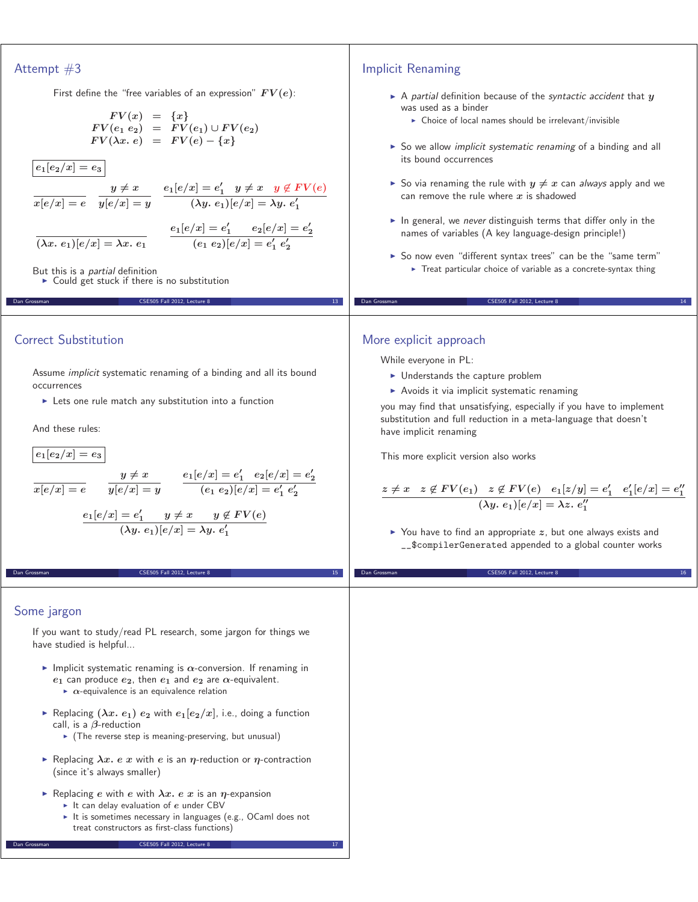## Attempt #3

First define the "free variables of an expression" $FV(e)$:

$$
\begin{aligned}
FV(x) &= \{x\} \\
FV(e_1\ e_2) &= FV(e_1) \cup FV(e_2) \\
FV(\lambda x.\ e) &= FV(e) - \{x\}
\end{aligned}
$$

$\boxed{e_1[e_2/x] = e_3}$

$$
\frac{}{x[e/x] = e} \qquad \frac{y \neq x}{y[e/x] = y} \qquad \frac{e_1[e/x] = e_1' \quad y \neq x \quad y \notin FV(e)}{(\lambda y.\ e_1)[e/x] = \lambda y.\ e_1'}
$$

$$
\frac{}{(\lambda x.\ e_1)[e/x] = \lambda x.\ e_1} \qquad \frac{e_1[e/x] = e_1' \quad e_2[e/x] = e_2'}{(e_1\ e_2)[e/x] = e_1'\ e_2'}
$$

But this is a *partial* definition

- Could get stuck if there is no substitution

## Implicit Renaming

- A *partial* definition because of the *syntactic accident* that $y$ was used as a binder
  - Choice of local names should be irrelevant/invisible
- So we allow *implicit systematic renaming* of a binding and all its bound occurrences
- So via renaming the rule with $y \neq x$ can *always* apply and we can remove the rule where $x$ is shadowed
- In general, we *never* distinguish terms that differ only in the names of variables (A key language-design principle!)
- So now even "different syntax trees" can be the "same term"
  - Treat particular choice of variable as a concrete-syntax thing

## Correct Substitution

Assume *implicit* systematic renaming of a binding and all its bound occurrences

- Lets one rule match any substitution into a function

And these rules:

$\boxed{e_1[e_2/x] = e_3}$

$$
\frac{}{x[e/x] = e} \qquad \frac{y \neq x}{y[e/x] = y} \qquad \frac{e_1[e/x] = e_1' \quad e_2[e/x] = e_2'}{(e_1\ e_2)[e/x] = e_1'\ e_2'}
$$

$$
\frac{e_1[e/x] = e_1' \quad y \neq x \quad y \notin FV(e)}{(\lambda y.\ e_1)[e/x] = \lambda y.\ e_1'}
$$

## More explicit approach

While everyone in PL:

- Understands the capture problem
- Avoids it via implicit systematic renaming

you may find that unsatisfying, especially if you have to implement substitution and full reduction in a meta-language that doesn't have implicit renaming

This more explicit version also works

$$
\frac{z \neq x \quad z \notin FV(e_1) \quad z \notin FV(e) \quad e_1[z/y] = e_1' \quad e_1'[e/x] = e_1''}{(\lambda y.\ e_1)[e/x] = \lambda z.\ e_1''}
$$

- You have to find an appropriate $z$, but one always exists and __$compilerGenerated appended to a global counter works

## Some jargon

If you want to study/read PL research, some jargon for things we have studied is helpful...

- Implicit systematic renaming is $\alpha$-conversion. If renaming in $e_1$ can produce $e_2$, then $e_1$ and $e_2$ are $\alpha$-equivalent.
  - $\alpha$-equivalence is an equivalence relation
- Replacing $(\lambda x.\ e_1)\ e_2$ with $e_1[e_2/x]$, i.e., doing a function call, is a $\beta$-reduction
  - (The reverse step is meaning-preserving, but unusual)
- Replacing $\lambda x.\ e\ x$ with $e$ is an $\eta$-reduction or $\eta$-contraction (since it's always smaller)
- Replacing $e$ with $\lambda x.\ e\ x$ is an $\eta$-expansion
  - It can delay evaluation of $e$ under CBV
  - It is sometimes necessary in languages (e.g., OCaml does not treat constructors as first-class functions)